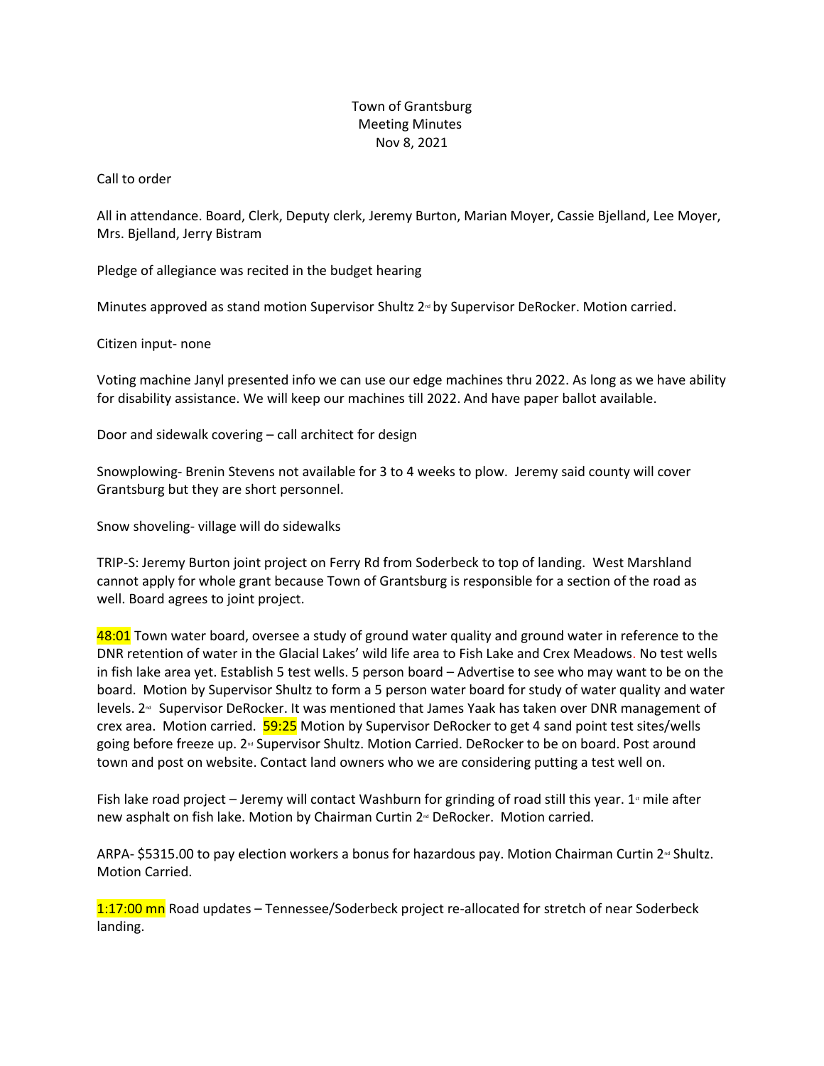Town of Grantsburg
Meeting Minutes
Nov 8, 2021

Call to order

All in attendance. Board, Clerk, Deputy clerk, Jeremy Burton, Marian Moyer, Cassie Bjelland, Lee Moyer, Mrs. Bjelland, Jerry Bistram

Pledge of allegiance was recited in the budget hearing

Minutes approved as stand motion Supervisor Shultz 2nd by Supervisor DeRocker. Motion carried.

Citizen input- none

Voting machine Janyl presented info we can use our edge machines thru 2022. As long as we have ability for disability assistance. We will keep our machines till 2022. And have paper ballot available.

Door and sidewalk covering – call architect for design

Snowplowing- Brenin Stevens not available for 3 to 4 weeks to plow. Jeremy said county will cover Grantsburg but they are short personnel.

Snow shoveling- village will do sidewalks

TRIP-S: Jeremy Burton joint project on Ferry Rd from Soderbeck to top of landing. West Marshland cannot apply for whole grant because Town of Grantsburg is responsible for a section of the road as well. Board agrees to joint project.

48:01 Town water board, oversee a study of ground water quality and ground water in reference to the DNR retention of water in the Glacial Lakes' wild life area to Fish Lake and Crex Meadows. No test wells in fish lake area yet. Establish 5 test wells. 5 person board – Advertise to see who may want to be on the board. Motion by Supervisor Shultz to form a 5 person water board for study of water quality and water levels. 2nd Supervisor DeRocker. It was mentioned that James Yaak has taken over DNR management of crex area. Motion carried. 59:25 Motion by Supervisor DeRocker to get 4 sand point test sites/wells going before freeze up. 2nd Supervisor Shultz. Motion Carried. DeRocker to be on board. Post around town and post on website. Contact land owners who we are considering putting a test well on.

Fish lake road project – Jeremy will contact Washburn for grinding of road still this year. 1st mile after new asphalt on fish lake. Motion by Chairman Curtin 2nd DeRocker. Motion carried.

ARPA- $5315.00 to pay election workers a bonus for hazardous pay. Motion Chairman Curtin 2nd Shultz. Motion Carried.

1:17:00 mn Road updates – Tennessee/Soderbeck project re-allocated for stretch of near Soderbeck landing.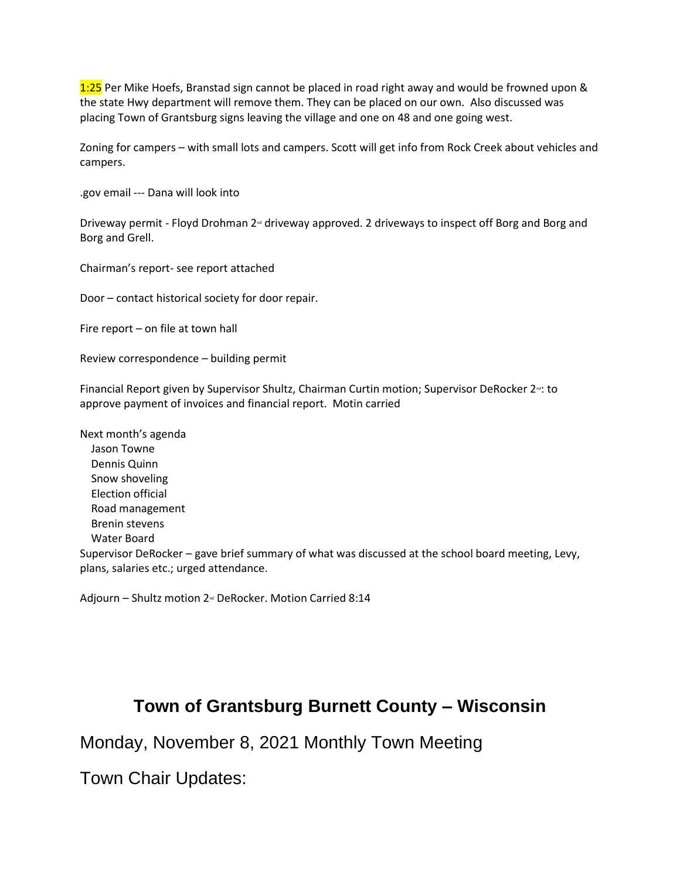1:25 Per Mike Hoefs, Branstad sign cannot be placed in road right away and would be frowned upon & the state Hwy department will remove them. They can be placed on our own. Also discussed was placing Town of Grantsburg signs leaving the village and one on 48 and one going west.

Zoning for campers – with small lots and campers. Scott will get info from Rock Creek about vehicles and campers.

.gov email --- Dana will look into

Driveway permit - Floyd Drohman 2nd driveway approved. 2 driveways to inspect off Borg and Borg and Borg and Grell.

Chairman's report- see report attached

Door – contact historical society for door repair.

Fire report – on file at town hall

Review correspondence – building permit

Financial Report given by Supervisor Shultz, Chairman Curtin motion; Supervisor DeRocker 2nd: to approve payment of invoices and financial report. Motin carried

Next month's agenda

- Jason Towne
- Dennis Quinn
- Snow shoveling
- Election official
- Road management
- Brenin stevens
- Water Board

Supervisor DeRocker – gave brief summary of what was discussed at the school board meeting, Levy, plans, salaries etc.; urged attendance.

Adjourn – Shultz motion 2nd DeRocker. Motion Carried 8:14

# Town of Grantsburg Burnett County – Wisconsin

## Monday, November 8, 2021 Monthly Town Meeting

## Town Chair Updates: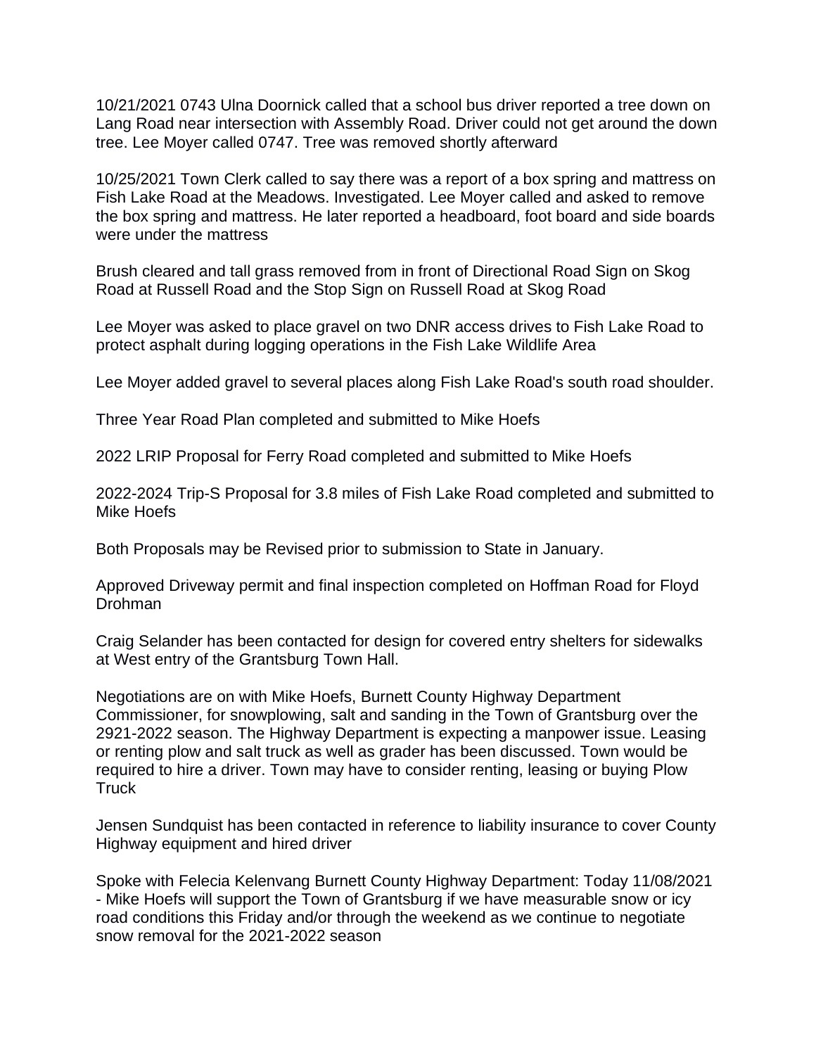10/21/2021 0743 Ulna Doornick called that a school bus driver reported a tree down on Lang Road near intersection with Assembly Road. Driver could not get around the down tree. Lee Moyer called 0747. Tree was removed shortly afterward

10/25/2021 Town Clerk called to say there was a report of a box spring and mattress on Fish Lake Road at the Meadows. Investigated. Lee Moyer called and asked to remove the box spring and mattress. He later reported a headboard, foot board and side boards were under the mattress

Brush cleared and tall grass removed from in front of Directional Road Sign on Skog Road at Russell Road and the Stop Sign on Russell Road at Skog Road

Lee Moyer was asked to place gravel on two DNR access drives to Fish Lake Road to protect asphalt during logging operations in the Fish Lake Wildlife Area

Lee Moyer added gravel to several places along Fish Lake Road's south road shoulder.

Three Year Road Plan completed and submitted to Mike Hoefs

2022 LRIP Proposal for Ferry Road completed and submitted to Mike Hoefs

2022-2024 Trip-S Proposal for 3.8 miles of Fish Lake Road completed and submitted to Mike Hoefs

Both Proposals may be Revised prior to submission to State in January.

Approved Driveway permit and final inspection completed on Hoffman Road for Floyd Drohman

Craig Selander has been contacted for design for covered entry shelters for sidewalks at West entry of the Grantsburg Town Hall.

Negotiations are on with Mike Hoefs, Burnett County Highway Department Commissioner, for snowplowing, salt and sanding in the Town of Grantsburg over the 2921-2022 season. The Highway Department is expecting a manpower issue. Leasing or renting plow and salt truck as well as grader has been discussed. Town would be required to hire a driver. Town may have to consider renting, leasing or buying Plow Truck

Jensen Sundquist has been contacted in reference to liability insurance to cover County Highway equipment and hired driver

Spoke with Felecia Kelenvang Burnett County Highway Department: Today 11/08/2021 - Mike Hoefs will support the Town of Grantsburg if we have measurable snow or icy road conditions this Friday and/or through the weekend as we continue to negotiate snow removal for the 2021-2022 season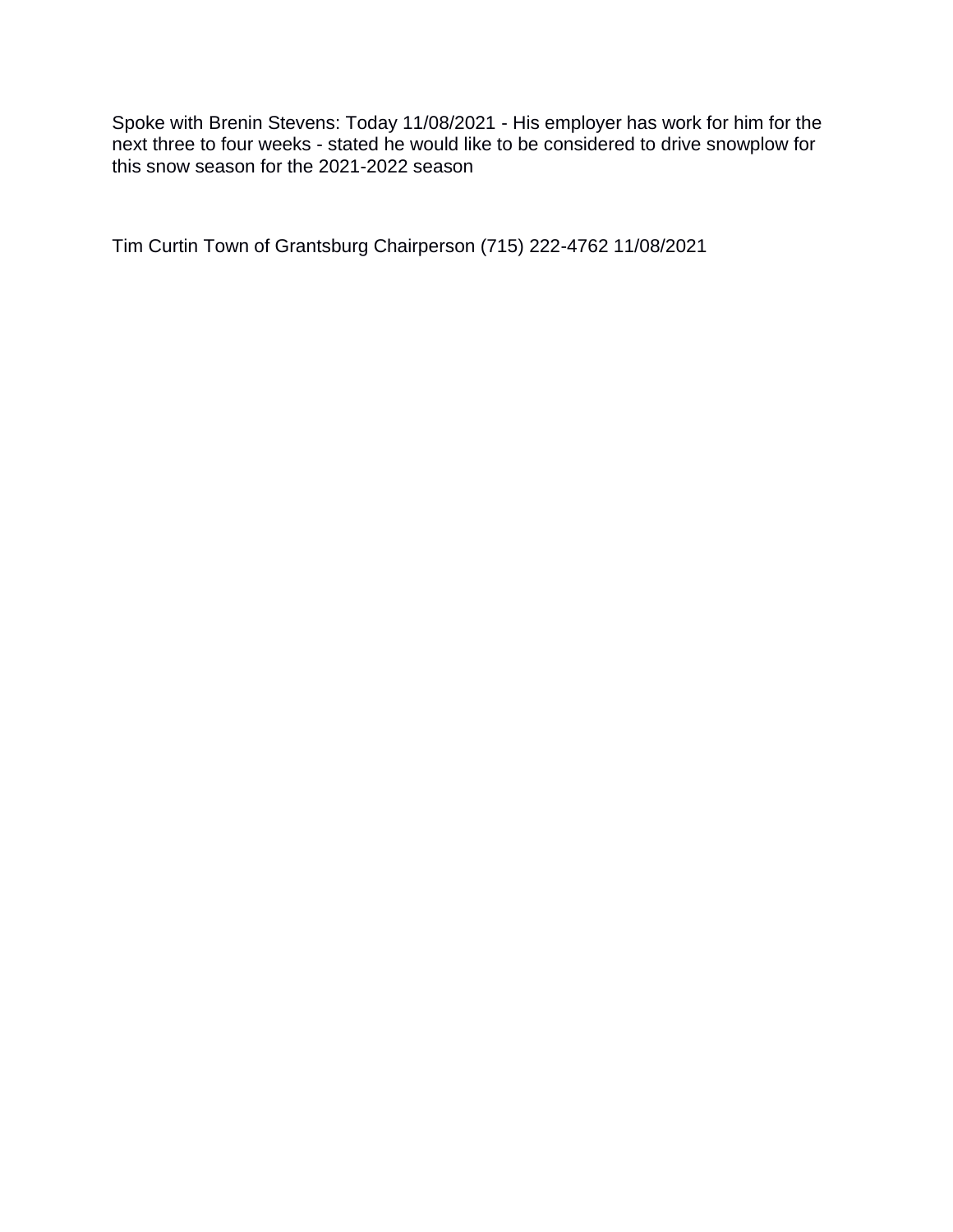Spoke with Brenin Stevens: Today 11/08/2021 - His employer has work for him for the next three to four weeks - stated he would like to be considered to drive snowplow for this snow season for the 2021-2022 season

Tim Curtin Town of Grantsburg Chairperson (715) 222-4762 11/08/2021